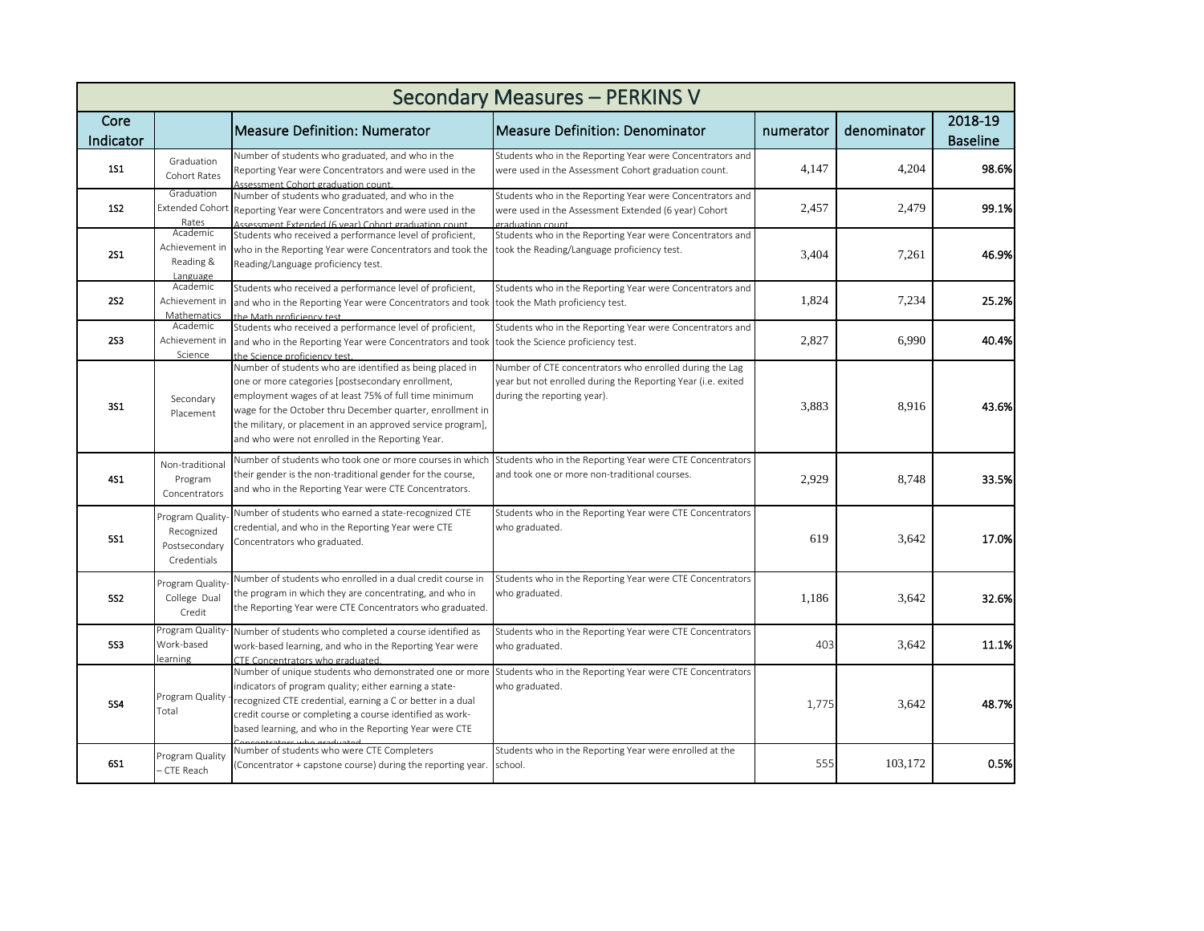# Secondary Measures – PERKINS V

| Core Indicator | | Measure Definition: Numerator | Measure Definition: Denominator | numerator | denominator | 2018-19 Baseline |
|---|---|---|---|---|---|---|
| 1S1 | Graduation Cohort Rates | Number of students who graduated, and who in the Reporting Year were Concentrators and were used in the Assessment Cohort graduation count. | Students who in the Reporting Year were Concentrators and were used in the Assessment Cohort graduation count. | 4,147 | 4,204 | 98.6% |
| 1S2 | Graduation Extended Cohort Rates | Number of students who graduated, and who in the Reporting Year were Concentrators and were used in the Assessment Extended (6 year) Cohort graduation count | Students who in the Reporting Year were Concentrators and were used in the Assessment Extended (6 year) Cohort graduation count | 2,457 | 2,479 | 99.1% |
| 2S1 | Academic Achievement in Reading & Language | Students who received a performance level of proficient, who in the Reporting Year were Concentrators and took the Reading/Language proficiency test. | Students who in the Reporting Year were Concentrators and took the Reading/Language proficiency test. | 3,404 | 7,261 | 46.9% |
| 2S2 | Academic Achievement in Mathematics | Students who received a performance level of proficient, and who in the Reporting Year were Concentrators and took the Math proficiency test | Students who in the Reporting Year were Concentrators and took the Math proficiency test. | 1,824 | 7,234 | 25.2% |
| 2S3 | Academic Achievement in Science | Students who received a performance level of proficient, and who in the Reporting Year were Concentrators and took the Science proficiency test. | Students who in the Reporting Year were Concentrators and took the Science proficiency test. | 2,827 | 6,990 | 40.4% |
| 3S1 | Secondary Placement | Number of students who are identified as being placed in one or more categories [postsecondary enrollment, employment wages of at least 75% of full time minimum wage for the October thru December quarter, enrollment in the military, or placement in an approved service program], and who were not enrolled in the Reporting Year. | Number of CTE concentrators who enrolled during the Lag year but not enrolled during the Reporting Year (i.e. exited during the reporting year). | 3,883 | 8,916 | 43.6% |
| 4S1 | Non-traditional Program Concentrators | Number of students who took one or more courses in which their gender is the non-traditional gender for the course, and who in the Reporting Year were CTE Concentrators. | Students who in the Reporting Year were CTE Concentrators and took one or more non-traditional courses. | 2,929 | 8,748 | 33.5% |
| 5S1 | Program Quality-Recognized Postsecondary Credentials | Number of students who earned a state-recognized CTE credential, and who in the Reporting Year were CTE Concentrators who graduated. | Students who in the Reporting Year were CTE Concentrators who graduated. | 619 | 3,642 | 17.0% |
| 5S2 | Program Quality-College Dual Credit | Number of students who enrolled in a dual credit course in the program in which they are concentrating, and who in the Reporting Year were CTE Concentrators who graduated. | Students who in the Reporting Year were CTE Concentrators who graduated. | 1,186 | 3,642 | 32.6% |
| 5S3 | Program Quality-Work-based learning | Number of students who completed a course identified as work-based learning, and who in the Reporting Year were CTE Concentrators who graduated. | Students who in the Reporting Year were CTE Concentrators who graduated. | 403 | 3,642 | 11.1% |
| 5S4 | Program Quality - Total | Number of unique students who demonstrated one or more indicators of program quality; either earning a state-recognized CTE credential, earning a C or better in a dual credit course or completing a course identified as work-based learning, and who in the Reporting Year were CTE Concentrators who graduated. | Students who in the Reporting Year were CTE Concentrators who graduated. | 1,775 | 3,642 | 48.7% |
| 6S1 | Program Quality – CTE Reach | Number of students who were CTE Completers (Concentrator + capstone course) during the reporting year. | Students who in the Reporting Year were enrolled at the school. | 555 | 103,172 | 0.5% |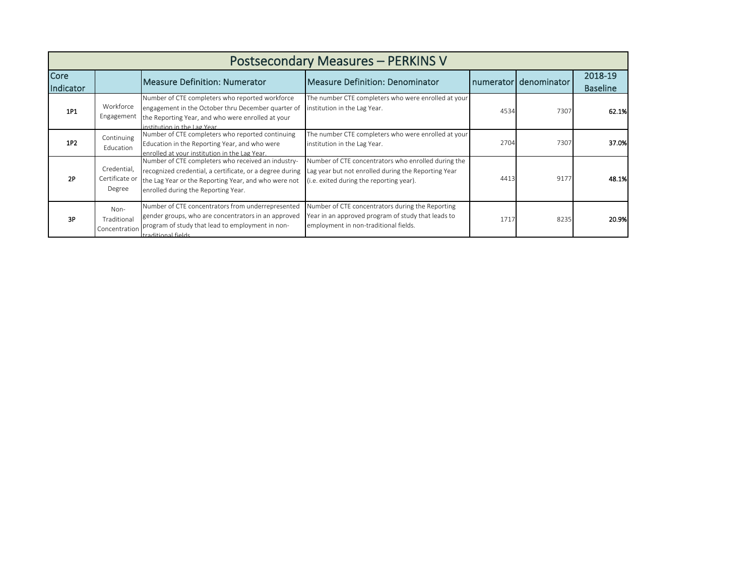# Postsecondary Measures – PERKINS V

| Core Indicator | | Measure Definition: Numerator | Measure Definition: Denominator | numerator | denominator | 2018-19 Baseline |
|---|---|---|---|---|---|---|
| **1P1** | Workforce Engagement | Number of CTE completers who reported workforce engagement in the October thru December quarter of the Reporting Year, and who were enrolled at your institution in the Lag Year. | The number CTE completers who were enrolled at your institution in the Lag Year. | 4534 | 7307 | **62.1%** |
| **1P2** | Continuing Education | Number of CTE completers who reported continuing Education in the Reporting Year, and who were enrolled at your institution in the Lag Year. | The number CTE completers who were enrolled at your institution in the Lag Year. | 2704 | 7307 | **37.0%** |
| **2P** | Credential, Certificate or Degree | Number of CTE completers who received an industry-recognized credential, a certificate, or a degree during the Lag Year or the Reporting Year, and who were not enrolled during the Reporting Year. | Number of CTE concentrators who enrolled during the Lag year but not enrolled during the Reporting Year (i.e. exited during the reporting year). | 4413 | 9177 | **48.1%** |
| **3P** | Non-Traditional Concentration | Number of CTE concentrators from underrepresented gender groups, who are concentrators in an approved program of study that lead to employment in non-traditional fields. | Number of CTE concentrators during the Reporting Year in an approved program of study that leads to employment in non-traditional fields. | 1717 | 8235 | **20.9%** |